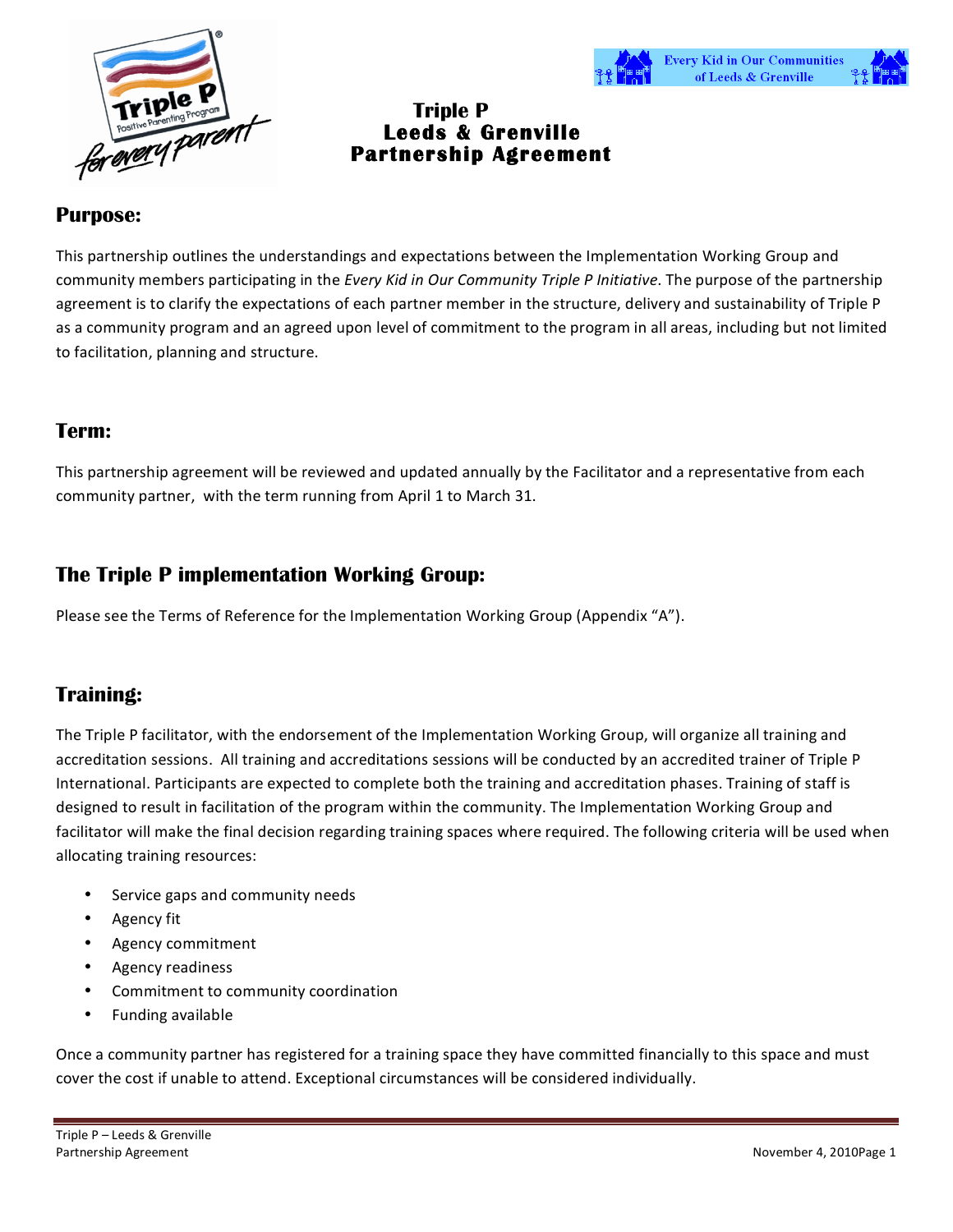# Triple P Leeds & Grenville Partnership Agreement

## Purpose:

This partnership outlines the understandings and expectations between the Implementation Working Group and community members participating in the *Every Kid in Our Community Triple P Initiative*. The purpose of the partnership agreement is to clarify the expectations of each partner member in the structure, delivery and sustainability of Triple P as a community program and an agreed upon level of commitment to the program in all areas, including but not limited to facilitation, planning and structure.

## Term:

This partnership agreement will be reviewed and updated annually by the Facilitator and a representative from each community partner, with the term running from April 1 to March 31.

## The Triple P implementation Working Group:

Please see the Terms of Reference for the Implementation Working Group (Appendix "A").

## Training:

The Triple P facilitator, with the endorsement of the Implementation Working Group, will organize all training and accreditation sessions. All training and accreditations sessions will be conducted by an accredited trainer of Triple P International. Participants are expected to complete both the training and accreditation phases. Training of staff is designed to result in facilitation of the program within the community. The Implementation Working Group and facilitator will make the final decision regarding training spaces where required. The following criteria will be used when allocating training resources:

- Service gaps and community needs
- Agency fit
- Agency commitment
- Agency readiness
- Commitment to community coordination
- Funding available

Once a community partner has registered for a training space they have committed financially to this space and must cover the cost if unable to attend. Exceptional circumstances will be considered individually.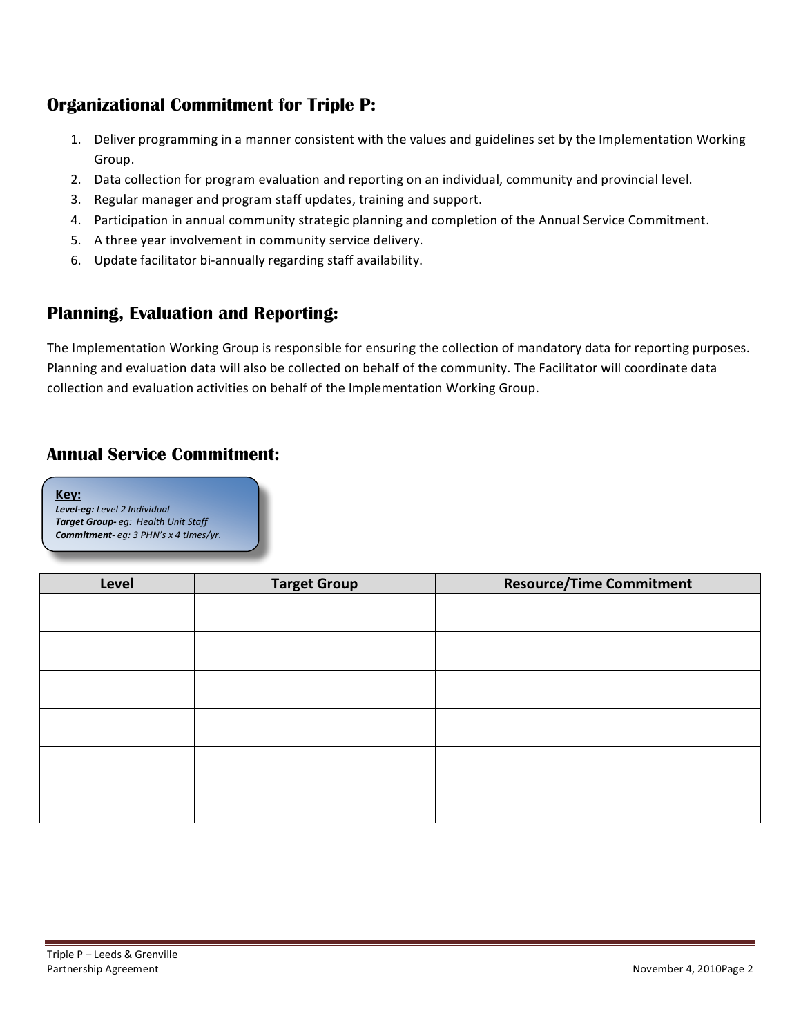## Organizational Commitment for Triple P:

1. Deliver programming in a manner consistent with the values and guidelines set by the Implementation Working Group.
2. Data collection for program evaluation and reporting on an individual, community and provincial level.
3. Regular manager and program staff updates, training and support.
4. Participation in annual community strategic planning and completion of the Annual Service Commitment.
5. A three year involvement in community service delivery.
6. Update facilitator bi-annually regarding staff availability.

## Planning, Evaluation and Reporting:

The Implementation Working Group is responsible for ensuring the collection of mandatory data for reporting purposes. Planning and evaluation data will also be collected on behalf of the community. The Facilitator will coordinate data collection and evaluation activities on behalf of the Implementation Working Group.

## Annual Service Commitment:

**Key:**
***Level-eg:*** *Level 2 Individual*
***Target Group-*** *eg: Health Unit Staff*
***Commitment-*** *eg: 3 PHN's x 4 times/yr.*

| Level | Target Group | Resource/Time Commitment |
|---|---|---|
| | | |
| | | |
| | | |
| | | |
| | | |
| | | |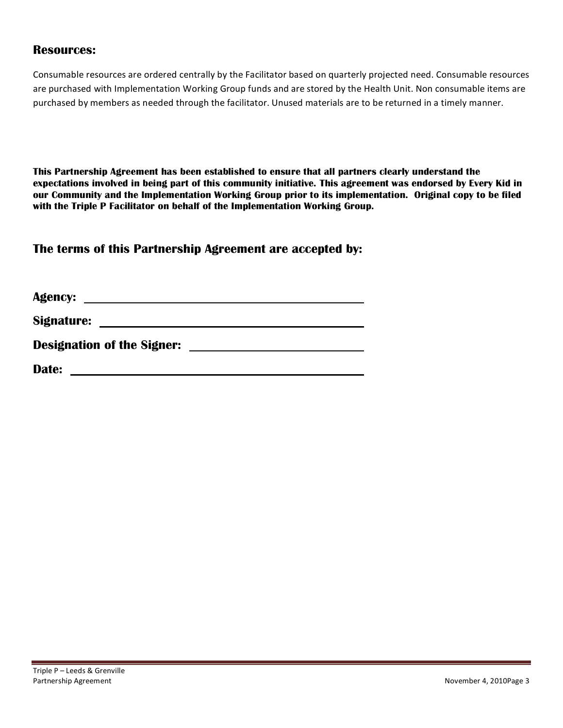## Resources:

Consumable resources are ordered centrally by the Facilitator based on quarterly projected need. Consumable resources are purchased with Implementation Working Group funds and are stored by the Health Unit. Non consumable items are purchased by members as needed through the facilitator. Unused materials are to be returned in a timely manner.

**This Partnership Agreement has been established to ensure that all partners clearly understand the expectations involved in being part of this community initiative. This agreement was endorsed by Every Kid in our Community and the Implementation Working Group prior to its implementation. Original copy to be filed with the Triple P Facilitator on behalf of the Implementation Working Group.**

### The terms of this Partnership Agreement are accepted by:

**Agency:** ____________________________________________

**Signature:** ____________________________________________

**Designation of the Signer:** ______________________________

**Date:** ____________________________________________